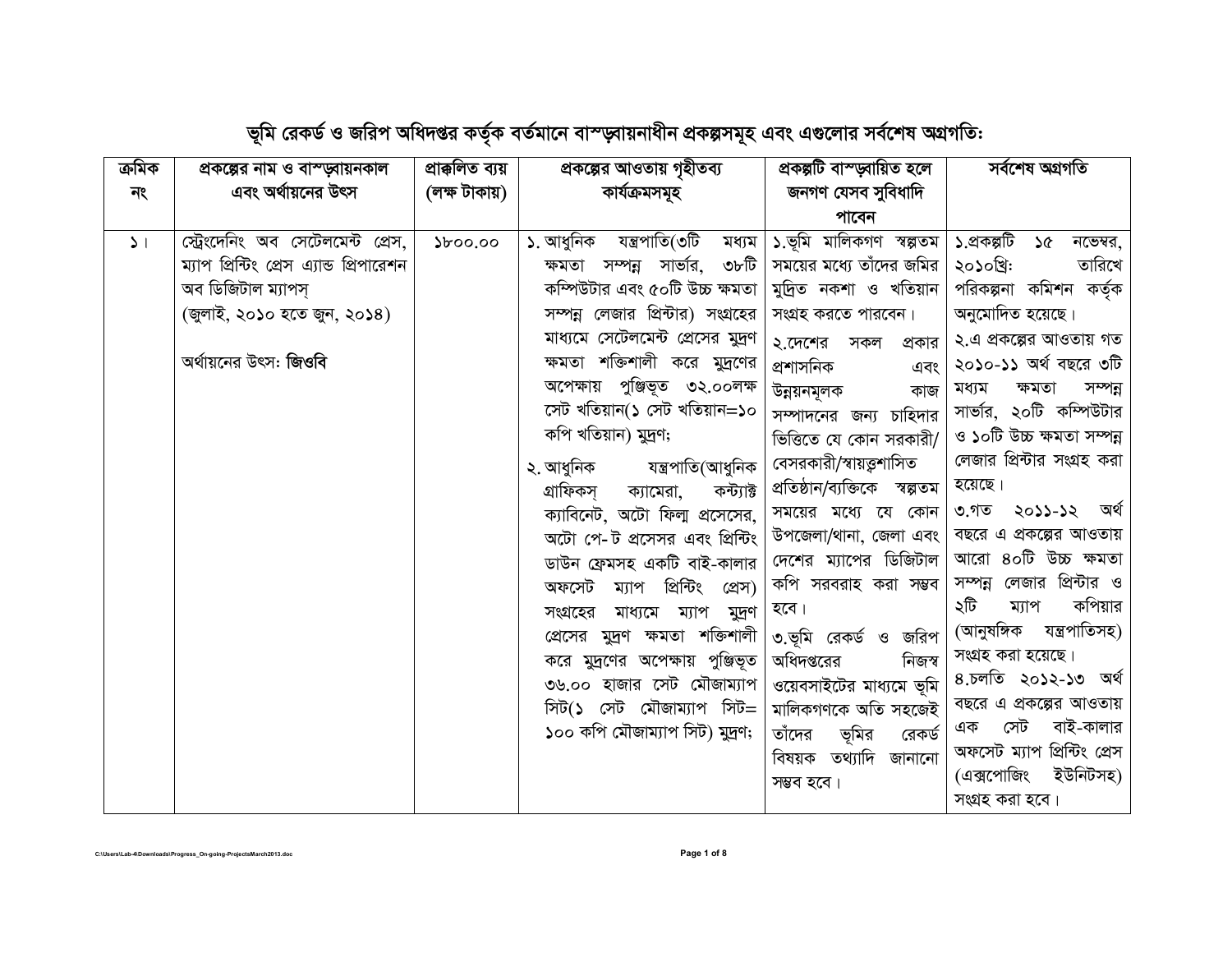## ভূমি রেকর্ড ও জরিপ অধিদপ্তর কর্তৃক বর্তমানে বাস্তবায়নাধীন প্রকল্পসমূহ এবং এগুলোর সর্বশেষ অগ্রগতি:

| ক্রমিক নং | প্রকল্পের নাম ও বাস্তবায়নকাল এবং অর্থায়নের উৎস | প্রাক্কলিত ব্যয় (লক্ষ টাকায়) | প্রকল্পের আওতায় গৃহীতব্য কার্যক্রমসমূহ | প্রকল্পটি বাস্তবায়িত হলে জনগণ যেসব সুবিধাদি পাবেন | সর্বশেষ অগ্রগতি |
|---|---|---|---|---|---|
| ১। | স্ট্রেংদেনিং অব সেটেলমেন্ট প্রেস, ম্যাপ প্রিন্টিং প্রেস এ্যান্ড প্রিপারেশন অব ডিজিটাল ম্যাপস্ (জুলাই, ২০১০ হতে জুন, ২০১৪)<br><br>অর্থায়নের উৎস: **জিওবি** | ১৮০০.০০ | ১. আধুনিক যন্ত্রপাতি(৩টি মধ্যম ক্ষমতা সম্পন্ন সার্ভার, ৩৮টি কম্পিউটার এবং ৫০টি উচ্চ ক্ষমতা সম্পন্ন লেজার প্রিন্টার) সংগ্রহের মাধ্যমে সেটেলমেন্ট প্রেসের মুদ্রণ ক্ষমতা শক্তিশালী করে মুদ্রণের অপেক্ষায় পুঞ্জিভূত ৩২.০০লক্ষ সেট খতিয়ান(১ সেট খতিয়ান=১০ কপি খতিয়ান) মুদ্রণ;<br><br>২. আধুনিক যন্ত্রপাতি(আধুনিক গ্রাফিকস্ ক্যামেরা, কন্ট্যাক্ট ক্যাবিনেট, অটো ফিল্ম প্রসেসের, অটো পে-ট প্রসেসর এবং প্রিন্টিং ডাউন ফ্রেমসহ একটি বাই-কালার অফসেট ম্যাপ প্রিন্টিং প্রেস) সংগ্রহের মাধ্যমে ম্যাপ মুদ্রণ প্রেসের মুদ্রণ ক্ষমতা শক্তিশালী করে মুদ্রণের অপেক্ষায় পুঞ্জিভূত ৩৬.০০ হাজার সেট মৌজাম্যাপ সিট(১ সেট মৌজাম্যাপ সিট= ১০০ কপি মৌজাম্যাপ সিট) মুদ্রণ; | ১.ভূমি মালিকগণ স্বল্পতম সময়ের মধ্যে তাঁদের জমির মুদ্রিত নকশা ও খতিয়ান সংগ্রহ করতে পারবেন।<br><br>২.দেশের সকল প্রকার প্রশাসনিক এবং উন্নয়নমূলক কাজ সম্পাদনের জন্য চাহিদার ভিত্তিতে যে কোন সরকারী/ বেসরকারী/স্বায়ত্তশাসিত প্রতিষ্ঠান/ব্যক্তিকে স্বল্পতম সময়ের মধ্যে যে কোন উপজেলা/থানা, জেলা এবং দেশের ম্যাপের ডিজিটাল কপি সরবরাহ করা সম্ভব হবে।<br><br>৩.ভূমি রেকর্ড ও জরিপ অধিদপ্তরের নিজস্ব ওয়েবসাইটের মাধ্যমে ভূমি মালিকগণকে অতি সহজেই তাঁদের ভূমির রেকর্ড বিষয়ক তথ্যাদি জানানো সম্ভব হবে। | ১.প্রকল্পটি ১৫ নভেম্বর, ২০১০খ্রিঃ তারিখে পরিকল্পনা কমিশন কর্তৃক অনুমোদিত হয়েছে।<br><br>২.এ প্রকল্পের আওতায় গত ২০১০-১১ অর্থ বছরে ৩টি মধ্যম ক্ষমতা সম্পন্ন সার্ভার, ২০টি কম্পিউটার ও ১০টি উচ্চ ক্ষমতা সম্পন্ন লেজার প্রিন্টার সংগ্রহ করা হয়েছে।<br><br>৩.গত ২০১১-১২ অর্থ বছরে এ প্রকল্পের আওতায় আরো ৪০টি উচ্চ ক্ষমতা সম্পন্ন লেজার প্রিন্টার ও ২টি ম্যাপ কপিয়ার (আনুষঙ্গিক যন্ত্রপাতিসহ) সংগ্রহ করা হয়েছে।<br><br>৪.চলতি ২০১২-১৩ অর্থ বছরে এ প্রকল্পের আওতায় এক সেট বাই-কালার অফসেট ম্যাপ প্রিন্টিং প্রেস (এক্সপোজিং ইউনিটসহ) সংগ্রহ করা হবে। |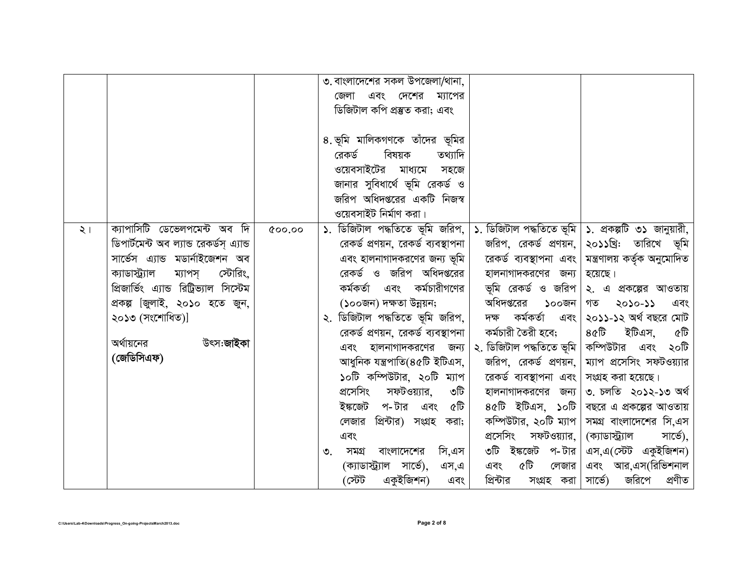| | | | | | |
|---|---|---|---|---|---|
| | | | ৩. বাংলাদেশের সকল উপজেলা/থানা, জেলা এবং দেশের ম্যাপের ডিজিটাল কপি প্রস্তুত করা; এবং<br><br>৪. ভূমি মালিকগণকে তাঁদের ভূমির রেকর্ড বিষয়ক তথ্যাদি ওয়েবসাইটের মাধ্যমে সহজে জানার সুবিধার্থে ভূমি রেকর্ড ও জরিপ অধিদপ্তরের একটি নিজস্ব ওয়েবসাইট নির্মাণ করা। | | |
| ২। | ক্যাপাসিটি ডেভেলপমেন্ট অব দি ডিপার্টমেন্ট অব ল্যান্ড রেকর্ডস্ এ্যান্ড সার্ভেস এ্যান্ড মডার্নাইজেশন অব ক্যাডাস্ট্রাল ম্যাপস্ স্টোরিং, প্রিজার্ভিং এ্যান্ড রিট্রিভ্যাল সিস্টেম প্রকল্প [জুলাই, ২০১০ হতে জুন, ২০১৩ (সংশোধিত)]<br><br>অর্থায়নের উৎস:**জাইকা (জেডিসিএফ)** | ৫০০.০০ | ১. ডিজিটাল পদ্ধতিতে ভূমি জরিপ, রেকর্ড প্রণয়ন, রেকর্ড ব্যবস্থাপনা এবং হালনাগাদকরণের জন্য ভূমি রেকর্ড ও জরিপ অধিদপ্তরের কর্মকর্তা এবং কর্মচারীগণের (১০০জন) দক্ষতা উন্নয়ন;<br>২. ডিজিটাল পদ্ধতিতে ভূমি জরিপ, রেকর্ড প্রণয়ন, রেকর্ড ব্যবস্থাপনা এবং হালনাগাদকরণের জন্য আধুনিক যন্ত্রপাতি(৪৫টি ইটিএস, ১০টি কম্পিউটার, ২০টি ম্যাপ প্রসেসিং সফটওয়্যার, ৩টি ইঙ্কজেট প-টার এবং ৫টি লেজার প্রিন্টার) সংগ্রহ করা; এবং<br>৩. সমগ্র বাংলাদেশের সি,এস (ক্যাডাস্ট্রাল সার্ভে), এস,এ (স্টেট একুইজিশন) এবং | ১. ডিজিটাল পদ্ধতিতে ভূমি জরিপ, রেকর্ড প্রণয়ন, রেকর্ড ব্যবস্থাপনা এবং হালনাগাদকরণের জন্য ভূমি রেকর্ড ও জরিপ অধিদপ্তরের ১০০জন দক্ষ কর্মকর্তা এবং কর্মচারী তৈরী হবে;<br>২. ডিজিটাল পদ্ধতিতে ভূমি জরিপ, রেকর্ড প্রণয়ন, রেকর্ড ব্যবস্থাপনা এবং হালনাগাদকরণের জন্য ৪৫টি ইটিএস, ১০টি কম্পিউটার, ২০টি ম্যাপ প্রসেসিং সফটওয়্যার, ৩টি ইঙ্কজেট প-টার এবং ৫টি লেজার প্রিন্টার সংগ্রহ করা | ১. প্রকল্পটি ৩১ জানুয়ারী, ২০১১খ্রিঃ তারিখে ভূমি মন্ত্রণালয় কর্তৃক অনুমোদিত হয়েছে।<br>২. এ প্রকল্পের আওতায় গত ২০১০-১১ এবং ২০১১-১২ অর্থ বছরে মোট ৪৫টি ইটিএস, ৫টি কম্পিউটার এবং ২০টি ম্যাপ প্রসেসিং সফটওয়্যার সংগ্রহ করা হয়েছে।<br>৩. চলতি ২০১২-১৩ অর্থ বছরে এ প্রকল্পের আওতায় সমগ্র বাংলাদেশের সি,এস (ক্যাডাস্ট্রাল সার্ভে), এস,এ(স্টেট একুইজিশন) এবং আর,এস(রিভিশনাল সার্ভে) জরিপে প্রণীত |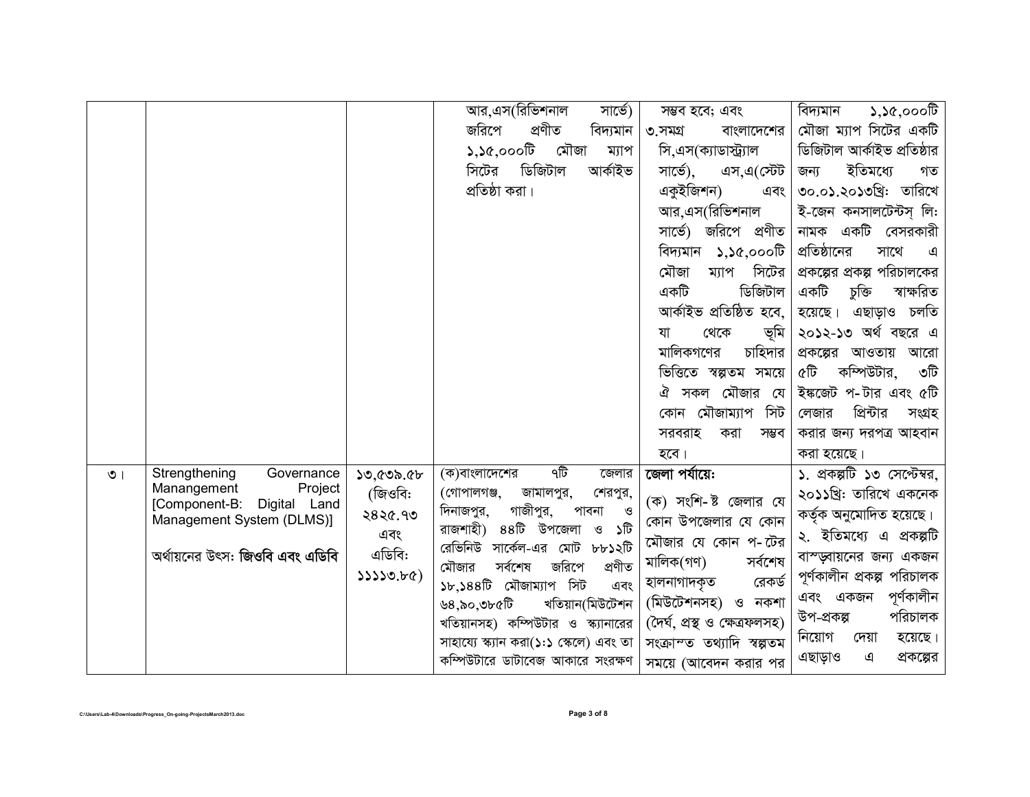| | | | | | |
|---|---|---|---|---|---|
| | | | আর,এস(রিভিশনাল সার্ভে) জরিপে প্রণীত বিদ্যমান ১,১৫,০০০টি মৌজা ম্যাপ সিটের ডিজিটাল আর্কাইভ প্রতিষ্ঠা করা। | সম্ভব হবে; এবং ৩.সমগ্র বাংলাদেশের সি,এস(ক্যাডাস্ট্রাল সার্ভে), এস,এ(স্টেট একুইজিশন) এবং আর,এস(রিভিশনাল সার্ভে) জরিপে প্রণীত বিদ্যমান ১,১৫,০০০টি মৌজা ম্যাপ সিটের একটি ডিজিটাল আর্কাইভ প্রতিষ্ঠিত হবে, যা থেকে ভূমি মালিকগণের চাহিদার ভিত্তিতে স্বল্পতম সময়ে ঐ সকল মৌজার যে কোন মৌজাম্যাপ সিট সরবরাহ করা সম্ভব হবে। | বিদ্যমান ১,১৫,০০০টি মৌজা ম্যাপ সিটের একটি ডিজিটাল আর্কাইভ প্রতিষ্ঠার জন্য ইতিমধ্যে গত ৩০.০১.২০১৩খ্রিঃ তারিখে ই-জেন কনসালটেন্টস্ লিঃ নামক একটি বেসরকারী প্রতিষ্ঠানের সাথে এ প্রকল্পের প্রকল্প পরিচালকের একটি চুক্তি স্বাক্ষরিত হয়েছে। এছাড়াও চলতি ২০১২-১৩ অর্থ বছরে এ প্রকল্পের আওতায় আরো ৫টি কম্পিউটার, ৩টি ইঙ্কজেট প-টার এবং ৫টি লেজার প্রিন্টার সংগ্রহ করার জন্য দরপত্র আহবান করা হয়েছে। |
| ৩। | Strengthening Governance Manangement Project [Component-B: Digital Land Management System (DLMS)]<br><br>অর্থায়নের উৎস: **জিওবি এবং এডিবি** | ১৩,৫৩৯.৫৮ (জিওবি: ২৪২৫.৭৩ এবং এডিবি: ১১১১৩.৮৫) | (ক)বাংলাদেশের ৭টি জেলার (গোপালগঞ্জ, জামালপুর, শেরপুর, দিনাজপুর, গাজীপুর, পাবনা ও রাজশাহী) ৪৪টি উপজেলা ও ১টি রেভিনিউ সার্কেল-এর মোট ৮৮১২টি মৌজার সর্বশেষ জরিপে প্রণীত ১৮,১৪৪টি মৌজাম্যাপ সিট এবং ৬৪,৯০,৩৮৫টি খতিয়ান(মিউটেশন খতিয়ানসহ) কম্পিউটার ও স্ক্যানারের সাহায্যে স্ক্যান করা(১:১ স্কেলে) এবং তা কম্পিউটারে ডাটাবেজ আকারে সংরক্ষণ | **জেলা পর্যায়ে:**<br><br>(ক) সংশি-ষ্ট জেলার যে কোন উপজেলার যে কোন মৌজার যে কোন প-টের মালিক(গণ) সর্বশেষ হালনাগাদকৃত রেকর্ড (মিউটেশনসহ) ও নকশা (দৈর্ঘ, প্রস্থ ও ক্ষেত্রফলসহ) সংক্রান্ত তথ্যাদি স্বল্পতম সময়ে (আবেদন করার পর | ১. প্রকল্পটি ১৩ সেপ্টেম্বর, ২০১১খ্রিঃ তারিখে একনেক কর্তৃক অনুমোদিত হয়েছে।<br>২. ইতিমধ্যে এ প্রকল্পটি বাস্তবায়নের জন্য একজন পূর্ণকালীন প্রকল্প পরিচালক এবং একজন পূর্ণকালীন উপ-প্রকল্প পরিচালক নিয়োগ দেয়া হয়েছে। এছাড়াও এ প্রকল্পের |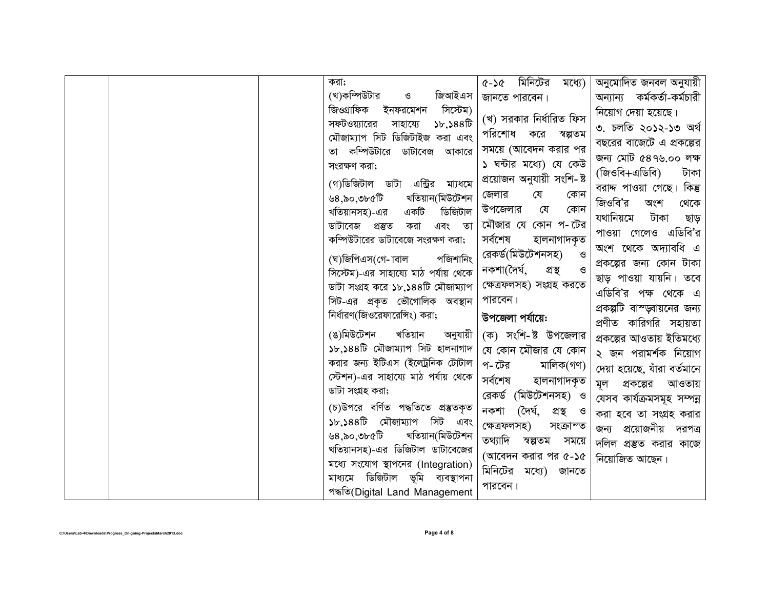|  |  |  | করা;<br>(খ)কম্পিউটার ও জিআইএস জিওগ্রাফিক ইনফরমেশন সিস্টেম) সফটওয়্যারের সাহায্যে ১৮,১৪৪টি মৌজাম্যাপ সিট ডিজিটাইজ করা এবং তা কম্পিউটারে ডাটাবেজ আকারে সংরক্ষণ করা;<br>(গ)ডিজিটাল ডাটা এন্ট্রির ম্যাধমে ৬৪,৯০,৩৮৫টি খতিয়ান(মিউটেশন খতিয়ানসহ)-এর একটি ডিজিটাল ডাটাবেজ প্রস্তুত করা এবং তা কম্পিউটারের ডাটাবেজে সংরক্ষণ করা;<br>(ঘ)জিপিএস(গে-াবাল পজিশানিং সিস্টেম)-এর সাহায্যে মাঠ পর্যায় থেকে ডাটা সংগ্রহ করে ১৮,১৪৪টি মৌজাম্যাপ সিট-এর প্রকৃত ভৌগোলিক অবস্থান নির্ধারণ(জিওরেফারেন্সিং) করা;<br>(ঙ)মিউটেশন খতিয়ান অনুযায়ী ১৮,১৪৪টি মৌজাম্যাপ সিট হালনাগাদ করার জন্য ইটিএস (ইলেট্রনিক টোটাল স্টেশন)-এর সাহায্যে মাঠ পর্যায় থেকে ডাটা সংগ্রহ করা;<br>(চ)উপরে বর্ণিত পদ্ধতিতে প্রস্তুতকৃত ১৮,১৪৪টি মৌজাম্যাপ সিট এবং ৬৪,৯০,৩৮৫টি খতিয়ান(মিউটেশন খতিয়ানসহ)-এর ডিজিটাল ডাটাবেজের মধ্যে সংযোগ স্থাপনের (Integration) মাধ্যমে ডিজিটাল ভূমি ব্যবস্থাপনা পদ্ধতি(Digital Land Management | ৫-১৫ মিনিটের মধ্যে) জানতে পারবেন।<br>(খ) সরকার নির্ধারিত ফিস পরিশোধ করে স্বল্পতম সময়ে (আবেদন করার পর ১ ঘন্টার মধ্যে) যে কেউ প্রয়োজন অনুযায়ী সংশি-ষ্ট জেলার যে কোন উপজেলার যে কোন মৌজার যে কোন প-টের সর্বশেষ হালনাগাদকৃত রেকর্ড(মিউটেশনসহ) ও নকশা(দৈর্ঘ, প্রস্থ ও ক্ষেত্রফলসহ) সংগ্রহ করতে পারবেন।<br>**উপজেলা পর্যায়ে:**<br>(ক) সংশি-ষ্ট উপজেলার যে কোন মৌজার যে কোন প-টের মালিক(গণ) সর্বশেষ হালনাগাদকৃত রেকর্ড (মিউটেশনসহ) ও নকশা (দৈর্ঘ, প্রস্থ ও ক্ষেত্রফলসহ) সংক্রান্ত তথ্যাদি স্বল্পতম সময়ে (আবেদন করার পর ৫-১৫ মিনিটের মধ্যে) জানতে পারবেন। | অনুমোদিত জনবল অনুযায়ী অন্যান্য কর্মকর্তা-কর্মচারী নিয়োগ দেয়া হয়েছে।<br>৩. চলতি ২০১২-১৩ অর্থ বছরের বাজেটে এ প্রকল্পের জন্য মোট ৫৪৭৬.০০ লক্ষ (জিওবি+এডিবি) টাকা বরাদ্দ পাওয়া গেছে। কিন্তু জিওবি'র অংশ থেকে যথানিয়মে টাকা ছাড় পাওয়া গেলেও এডিবি'র অংশ থেকে অদ্যাবধি এ প্রকল্পের জন্য কোন টাকা ছাড় পাওয়া যায়নি। তবে এডিবি'র পক্ষ থেকে এ প্রকল্পটি বাস্তবায়নের জন্য প্রণীত কারিগরি সহায়তা প্রকল্পের আওতায় ইতিমধ্যে ২ জন পরামর্শক নিয়োগ দেয়া হয়েছে, যাঁরা বর্তমানে মূল প্রকল্পের আওতায় যেসব কার্যক্রমসমূহ সম্পন্ন করা হবে তা সংগ্রহ করার জন্য প্রয়োজনীয় দরপত্র দলিল প্রস্তুত করার কাজে নিয়োজিত আছেন। |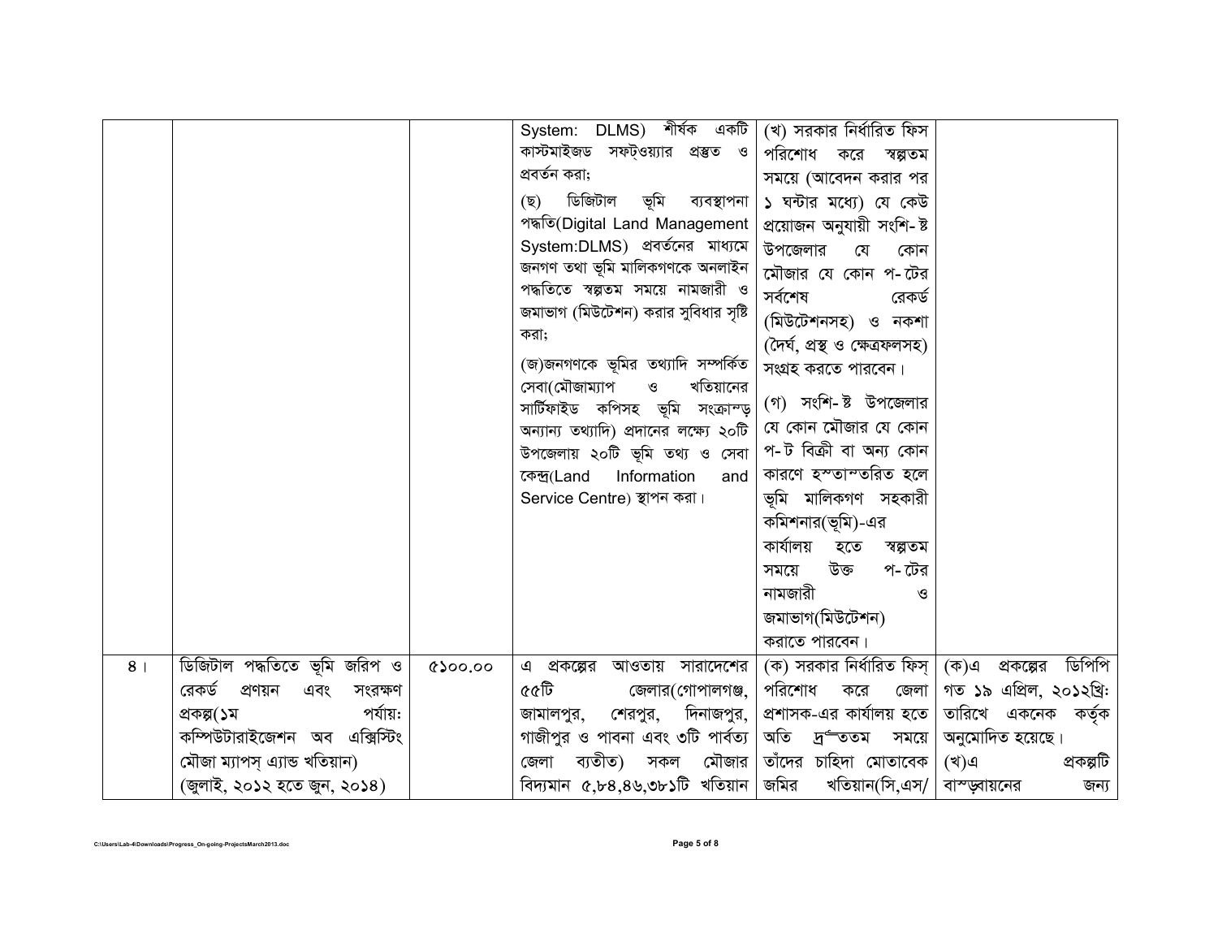|  |  |  |  |  |  |
|---|---|---|---|---|---|
|  |  |  | System: DLMS) শীর্ষক একটি কাস্টমাইজড সফট্ওয়্যার প্রস্তুত ও প্রবর্তন করা;<br>(ছ) ডিজিটাল ভূমি ব্যবস্থাপনা পদ্ধতি(Digital Land Management System:DLMS) প্রবর্তনের মাধ্যমে জনগণ তথা ভূমি মালিকগণকে অনলাইন পদ্ধতিতে স্বল্পতম সময়ে নামজারী ও জমাভাগ (মিউটেশন) করার সুবিধার সৃষ্টি করা;<br>(জ)জনগণকে ভূমির তথ্যাদি সম্পর্কিত সেবা(মৌজাম্যাপ ও খতিয়ানের সার্টিফাইড কপিসহ ভূমি সংক্রান্ড় অন্যান্য তথ্যাদি) প্রদানের লক্ষ্যে ২০টি উপজেলায় ২০টি ভূমি তথ্য ও সেবা কেন্দ্র(Land Information and Service Centre) স্থাপন করা। | (খ) সরকার নির্ধারিত ফিস পরিশোধ করে স্বল্পতম সময়ে (আবেদন করার পর ১ ঘন্টার মধ্যে) যে কেউ প্রয়োজন অনুযায়ী সংশি-ষ্ট উপজেলার যে কোন মৌজার যে কোন প-টের সর্বশেষ রেকর্ড (মিউটেশনসহ) ও নকশা (দৈর্ঘ, প্রস্থ ও ক্ষেত্রফলসহ) সংগ্রহ করতে পারবেন।<br>(গ) সংশি-ষ্ট উপজেলার যে কোন মৌজার যে কোন প-ট বিক্রী বা অন্য কোন কারণে হস্তান্তরিত হলে ভূমি মালিকগণ সহকারী কমিশনার(ভূমি)-এর কার্যালয় হতে স্বল্পতম সময়ে উক্ত প-টের নামজারী ও জমাভাগ(মিউটেশন) করাতে পারবেন। |  |
| ৪। | ডিজিটাল পদ্ধতিতে ভূমি জরিপ ও রেকর্ড প্রণয়ন এবং সংরক্ষণ প্রকল্প(১ম পর্যায়: কম্পিউটারাইজেশন অব এক্সিস্টিং মৌজা ম্যাপস্ এ্যান্ড খতিয়ান)<br>(জুলাই, ২০১২ হতে জুন, ২০১৪) | ৫১০০.০০ | এ প্রকল্পের আওতায় সারাদেশের ৫৫টি জেলার(গোপালগঞ্জ, জামালপুর, শেরপুর, দিনাজপুর, গাজীপুর ও পাবনা এবং ৩টি পার্বত্য জেলা ব্যতীত) সকল মৌজার বিদ্যমান ৫,৮৪,৪৬,৩৮১টি খতিয়ান | (ক) সরকার নির্ধারিত ফিস্ পরিশোধ করে জেলা প্রশাসক-এর কার্যালয় হতে অতি দ্রুততম সময়ে তাঁদের চাহিদা মোতাবেক জমির খতিয়ান(সি,এস/ | (ক)এ প্রকল্পের ডিপিপি গত ১৯ এপ্রিল, ২০১২খ্রি: তারিখে একনেক কর্তৃক অনুমোদিত হয়েছে।<br>(খ)এ প্রকল্পটি বাস্ড়বায়নের জন্য |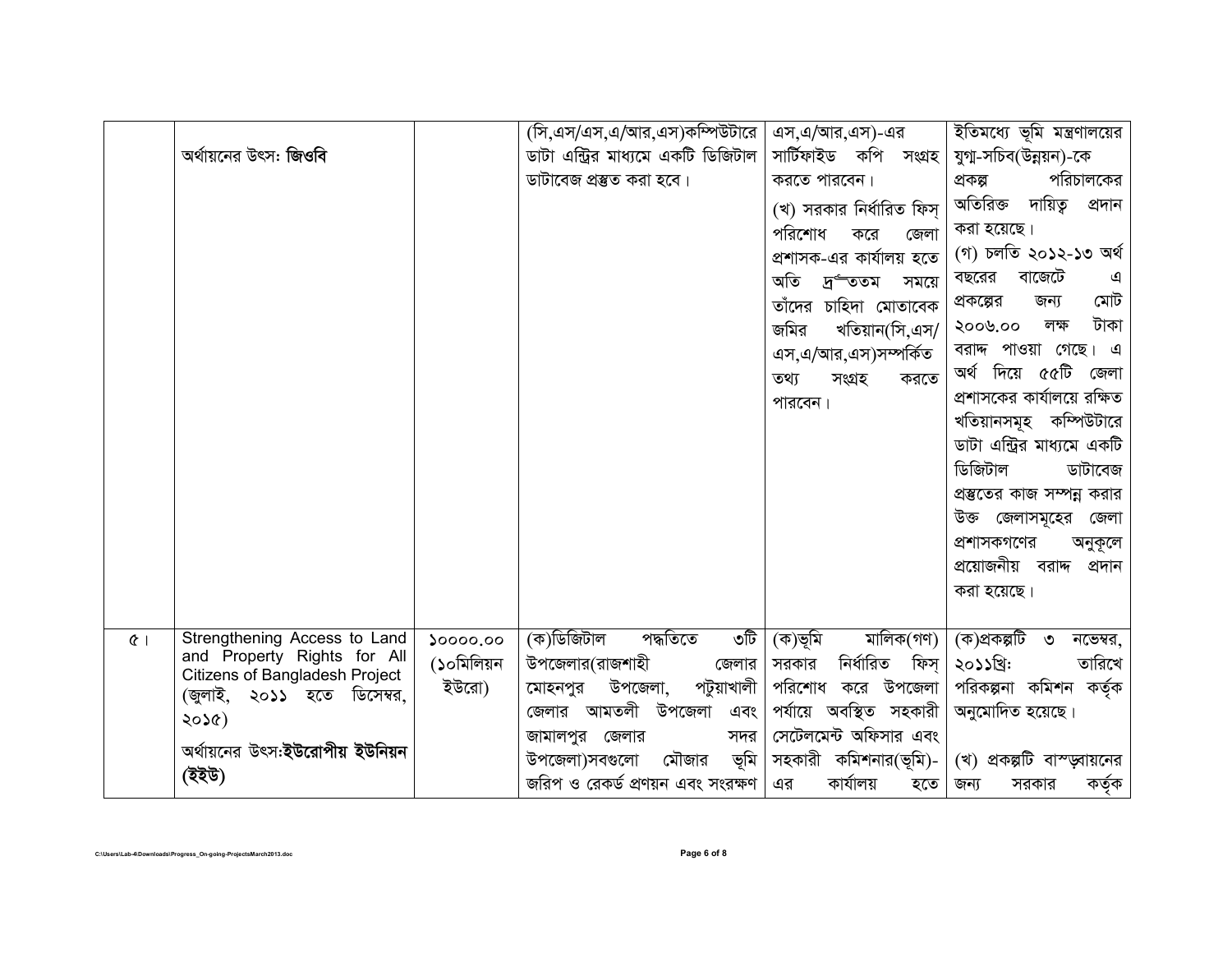| | | | | | |
|---|---|---|---|---|---|
| | অর্থায়নের উৎস: **জিওবি** | | (সি,এস/এস,এ/আর,এস)কম্পিউটারে ডাটা এন্ট্রির মাধ্যমে একটি ডিজিটাল ডাটাবেজ প্রস্তুত করা হবে। | এস,এ/আর,এস)-এর সার্টিফাইড কপি সংগ্রহ করতে পারবেন। (খ) সরকার নির্ধারিত ফিস্ পরিশোধ করে জেলা প্রশাসক-এর কার্যালয় হতে অতি দ্রুততম সময়ে তাঁদের চাহিদা মোতাবেক জমির খতিয়ান(সি,এস/ এস,এ/আর,এস)সম্পর্কিত তথ্য সংগ্রহ করতে পারবেন। | ইতিমধ্যে ভূমি মন্ত্রণালয়ের যুগ্ম-সচিব(উন্নয়ন)-কে প্রকল্প পরিচালকের অতিরিক্ত দায়িত্ব প্রদান করা হয়েছে। (গ) চলতি ২০১২-১৩ অর্থ বছরের বাজেটে এ প্রকল্পের জন্য মোট ২০০৬.০০ লক্ষ টাকা বরাদ্দ পাওয়া গেছে। এ অর্থ দিয়ে ৫৫টি জেলা প্রশাসকের কার্যালয়ে রক্ষিত খতিয়ানসমূহ কম্পিউটারে ডাটা এন্ট্রির মাধ্যমে একটি ডিজিটাল ডাটাবেজ প্রস্তুতের কাজ সম্পন্ন করার উক্ত জেলাসমূহের জেলা প্রশাসকগণের অনুকূলে প্রয়োজনীয় বরাদ্দ প্রদান করা হয়েছে। |
| ৫। | Strengthening Access to Land and Property Rights for All Citizens of Bangladesh Project (জুলাই, ২০১১ হতে ডিসেম্বর, ২০১৫) অর্থায়নের উৎস:**ইউরোপীয় ইউনিয়ন (ইইউ)** | ১০০০০.০০ (১০মিলিয়ন ইউরো) | (ক)ডিজিটাল পদ্ধতিতে ৩টি উপজেলার(রাজশাহী জেলার মোহনপুর উপজেলা, পটুয়াখালী জেলার আমতলী উপজেলা এবং জামালপুর জেলার সদর উপজেলা)সবগুলো মৌজার ভূমি জরিপ ও রেকর্ড প্রণয়ন এবং সংরক্ষণ | (ক)ভূমি মালিক(গণ) সরকার নির্ধারিত ফিস্ পরিশোধ করে উপজেলা পর্যায়ে অবস্থিত সহকারী সেটেলমেন্ট অফিসার এবং সহকারী কমিশনার(ভূমি)-এর কার্যালয় হতে | (ক)প্রকল্পটি ৩ নভেম্বর, ২০১১খ্রিঃ তারিখে পরিকল্পনা কমিশন কর্তৃক অনুমোদিত হয়েছে। (খ) প্রকল্পটি বাস্তবায়নের জন্য সরকার কর্তৃক |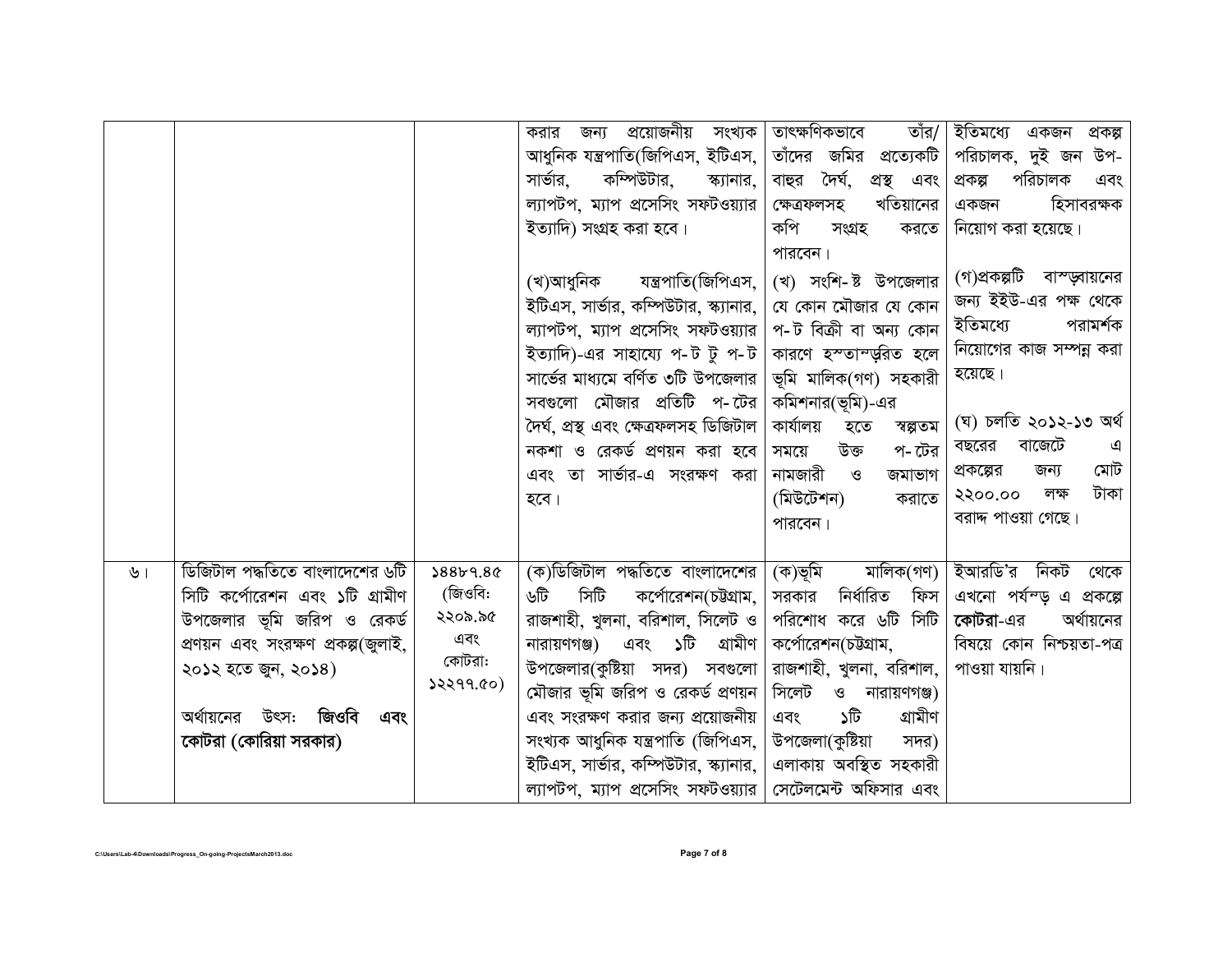| | | | | | |
|---|---|---|---|---|---|
| | | | করার জন্য প্রয়োজনীয় সংখ্যক আধুনিক যন্ত্রপাতি(জিপিএস, ইটিএস, সার্ভার, কম্পিউটার, স্ক্যানার, ল্যাপটপ, ম্যাপ প্রসেসিং সফটওয়্যার ইত্যাদি) সংগ্রহ করা হবে।<br><br>(খ)আধুনিক যন্ত্রপাতি(জিপিএস, ইটিএস, সার্ভার, কম্পিউটার, স্ক্যানার, ল্যাপটপ, ম্যাপ প্রসেসিং সফটওয়্যার ইত্যাদি)-এর সাহায্যে প-ট টু প-ট সার্ভের মাধ্যমে বর্ণিত ৩টি উপজেলার সবগুলো মৌজার প্রতিটি প-টের দৈর্ঘ, প্রস্থ এবং ক্ষেত্রফলসহ ডিজিটাল নকশা ও রেকর্ড প্রণয়ন করা হবে এবং তা সার্ভার-এ সংরক্ষণ করা হবে। | তাৎক্ষণিকভাবে তাঁর/ তাঁদের জমির প্রত্যেকটি বাহুর দৈর্ঘ, প্রস্থ এবং ক্ষেত্রফলসহ খতিয়ানের কপি সংগ্রহ করতে পারবেন।<br><br>(খ) সংশি-ষ্ট উপজেলার যে কোন মৌজার যে কোন প-ট বিক্রী বা অন্য কোন কারণে হস্তান্তরিত হলে ভূমি মালিক(গণ) সহকারী কমিশনার(ভূমি)-এর কার্যালয় হতে স্বল্পতম সময়ে উক্ত প-টের নামজারী ও জমাভাগ (মিউটেশন) করাতে পারবেন। | ইতিমধ্যে একজন প্রকল্প পরিচালক, দুই জন উপ-প্রকল্প পরিচালক এবং একজন হিসাবরক্ষক নিয়োগ করা হয়েছে।<br><br>(গ)প্রকল্পটি বাস্তবায়নের জন্য ইইউ-এর পক্ষ থেকে ইতিমধ্যে পরামর্শক নিয়োগের কাজ সম্পন্ন করা হয়েছে।<br><br>(ঘ) চলতি ২০১২-১৩ অর্থ বছরের বাজেটে এ প্রকল্পের জন্য মোট ২২০০.০০ লক্ষ টাকা বরাদ্দ পাওয়া গেছে। |
| ৬। | ডিজিটাল পদ্ধতিতে বাংলাদেশের ৬টি সিটি কর্পোরেশন এবং ১টি গ্রামীণ উপজেলার ভূমি জরিপ ও রেকর্ড প্রণয়ন এবং সংরক্ষণ প্রকল্প(জুলাই, ২০১২ হতে জুন, ২০১৪)<br><br>অর্থায়নের উৎস: **জিওবি এবং কোটরা (কোরিয়া সরকার)** | ১৪৪৮৭.৪৫ (জিওবি: ২২০৯.৯৫ এবং কোটরা: ১২২৭৭.৫০) | (ক)ডিজিটাল পদ্ধতিতে বাংলাদেশের ৬টি সিটি কর্পোরেশন(চট্টগ্রাম, রাজশাহী, খুলনা, বরিশাল, সিলেট ও নারায়ণগঞ্জ) এবং ১টি গ্রামীণ উপজেলার(কুষ্টিয়া সদর) সবগুলো মৌজার ভূমি জরিপ ও রেকর্ড প্রণয়ন এবং সংরক্ষণ করার জন্য প্রয়োজনীয় সংখ্যক আধুনিক যন্ত্রপাতি (জিপিএস, ইটিএস, সার্ভার, কম্পিউটার, স্ক্যানার, ল্যাপটপ, ম্যাপ প্রসেসিং সফটওয়্যার | (ক)ভূমি মালিক(গণ) সরকার নির্ধারিত ফিস পরিশোধ করে ৬টি সিটি কর্পোরেশন(চট্টগ্রাম, রাজশাহী, খুলনা, বরিশাল, সিলেট ও নারায়ণগঞ্জ) এবং ১টি গ্রামীণ উপজেলা(কুষ্টিয়া সদর) এলাকায় অবস্থিত সহকারী সেটেলমেন্ট অফিসার এবং | ইআরডি'র নিকট থেকে এখনো পর্যন্ত এ প্রকল্পে **কোটরা**-এর অর্থায়নের বিষয়ে কোন নিশ্চয়তা-পত্র পাওয়া যায়নি। |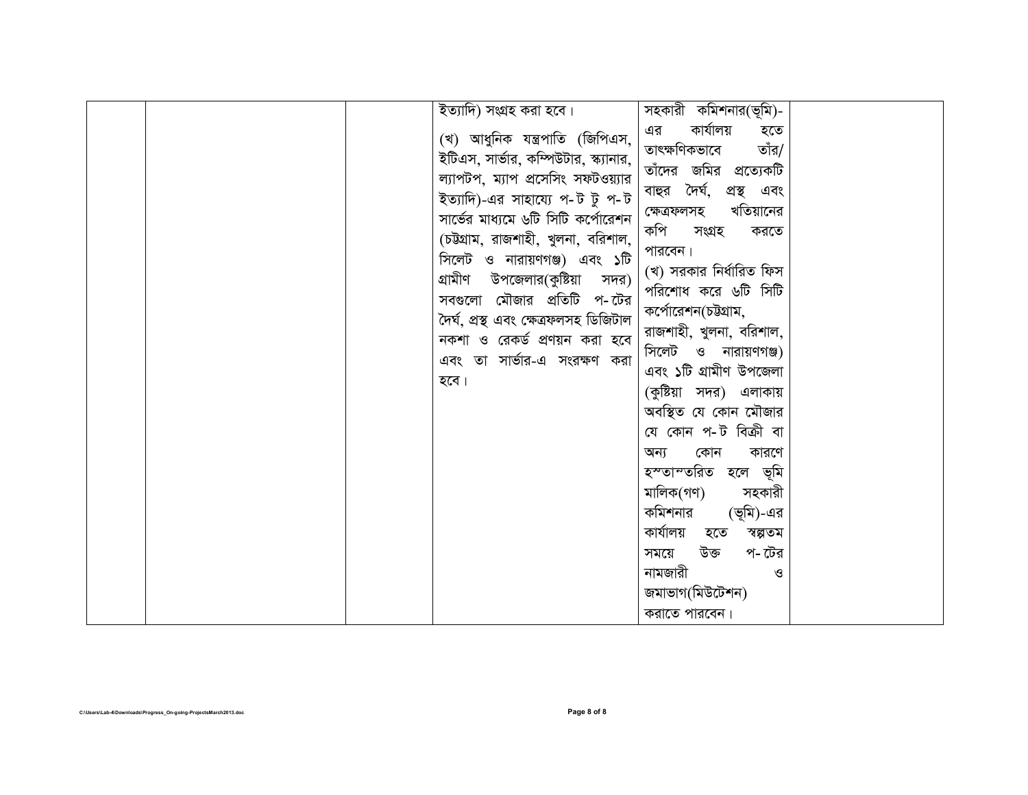| | | | | | |
|---|---|---|---|---|---|
| | | | ইত্যাদি) সংগ্রহ করা হবে।<br><br>(খ) আধুনিক যন্ত্রপাতি (জিপিএস, ইটিএস, সার্ভার, কম্পিউটার, স্ক্যানার, ল্যাপটপ, ম্যাপ প্রসেসিং সফটওয়্যার ইত্যাদি)-এর সাহায্যে প-ট টু প-ট সার্ভের মাধ্যমে ৬টি সিটি কর্পোরেশন (চট্টগ্রাম, রাজশাহী, খুলনা, বরিশাল, সিলেট ও নারায়ণগঞ্জ) এবং ১টি গ্রামীণ উপজেলার(কুষ্টিয়া সদর) সবগুলো মৌজার প্রতিটি প-টের দৈর্ঘ, প্রস্থ এবং ক্ষেত্রফলসহ ডিজিটাল নকশা ও রেকর্ড প্রণয়ন করা হবে এবং তা সার্ভার-এ সংরক্ষণ করা হবে। | সহকারী কমিশনার(ভূমি)-এর কার্যালয় হতে তাৎক্ষণিকভাবে তাঁর/ তাঁদের জমির প্রত্যেকটি বাহুর দৈর্ঘ, প্রস্থ এবং ক্ষেত্রফলসহ খতিয়ানের কপি সংগ্রহ করতে পারবেন।<br>(খ) সরকার নির্ধারিত ফিস পরিশোধ করে ৬টি সিটি কর্পোরেশন(চট্টগ্রাম, রাজশাহী, খুলনা, বরিশাল, সিলেট ও নারায়ণগঞ্জ) এবং ১টি গ্রামীণ উপজেলা (কুষ্টিয়া সদর) এলাকায় অবস্থিত যে কোন মৌজার যে কোন প-ট বিক্রী বা অন্য কোন কারণে হস্তান্তরিত হলে ভূমি মালিক(গণ) সহকারী কমিশনার (ভূমি)-এর কার্যালয় হতে স্বল্পতম সময়ে উক্ত প-টের নামজারী ও জমাভাগ(মিউটেশন) করাতে পারবেন। | |